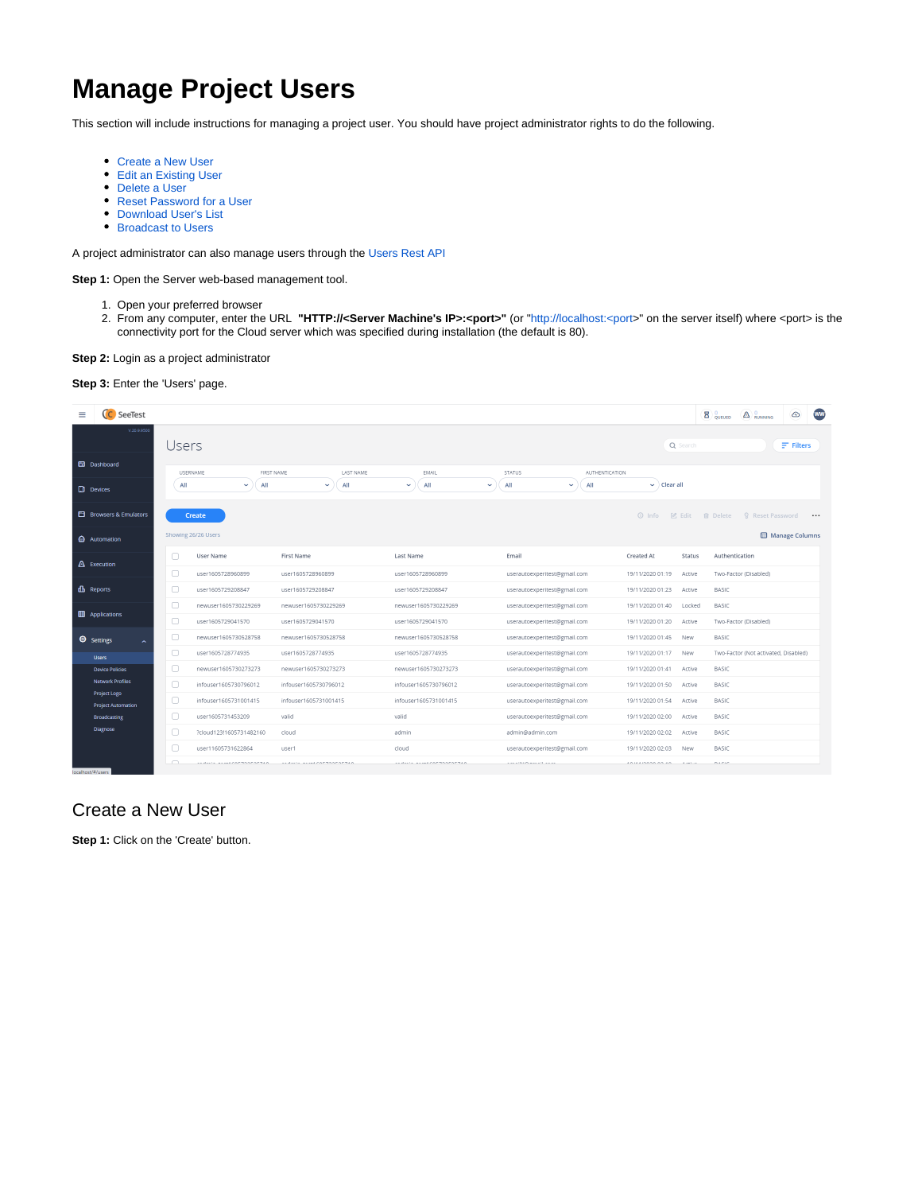# Manage Project Users

This section will include instructions for managing a project user. You should have project administrator rights to do the following.

- Create a New User
- Edit an Existing User
- Delete a User
- Reset Password for a User
- Download User's List
- Broadcast to Users

A project administrator can also manage users through the Users Rest API

**Step 1:** Open the Server web-based management tool.

1. Open your preferred browser
2. From any computer, enter the URL **"HTTP://<Server Machine's IP>:<port>"** (or "http://localhost:<port>" on the server itself) where <port> is the connectivity port for the Cloud server which was specified during installation (the default is 80).

**Step 2:** Login as a project administrator

**Step 3:** Enter the 'Users' page.

## Create a New User

**Step 1:** Click on the 'Create' button.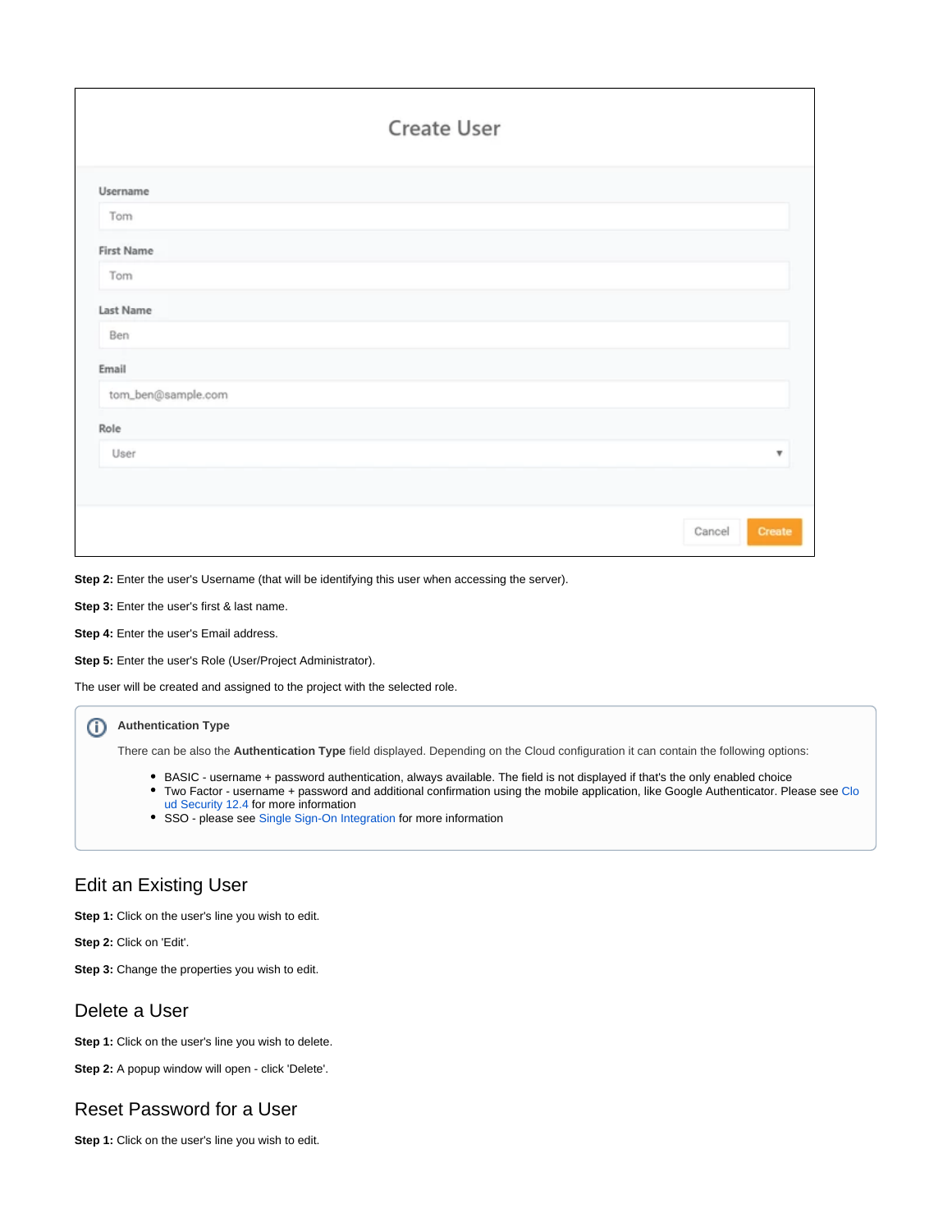Create User

Username

Tom

First Name

Tom

Last Name

Ben

Email

tom_ben@sample.com

Role

User

Cancel Create

**Step 2:** Enter the user's Username (that will be identifying this user when accessing the server).

**Step 3:** Enter the user's first & last name.

**Step 4:** Enter the user's Email address.

**Step 5:** Enter the user's Role (User/Project Administrator).

The user will be created and assigned to the project with the selected role.

> **Authentication Type**
>
> There can be also the **Authentication Type** field displayed. Depending on the Cloud configuration it can contain the following options:
>
> - BASIC - username + password authentication, always available. The field is not displayed if that's the only enabled choice
> - Two Factor - username + password and additional confirmation using the mobile application, like Google Authenticator. Please see Cloud Security 12.4 for more information
> - SSO - please see Single Sign-On Integration for more information

## Edit an Existing User

**Step 1:** Click on the user's line you wish to edit.

**Step 2:** Click on 'Edit'.

**Step 3:** Change the properties you wish to edit.

## Delete a User

**Step 1:** Click on the user's line you wish to delete.

**Step 2:** A popup window will open - click 'Delete'.

## Reset Password for a User

**Step 1:** Click on the user's line you wish to edit.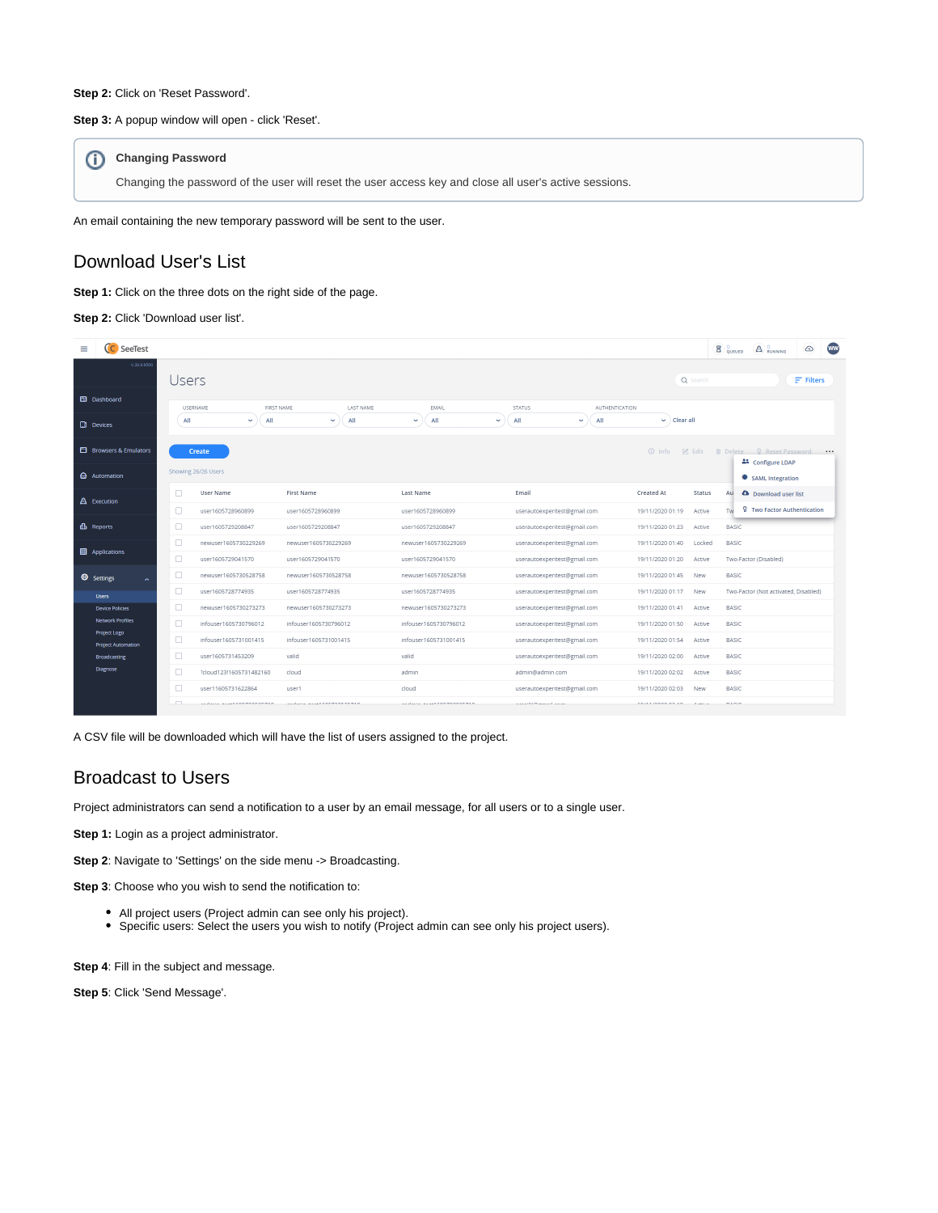**Step 2:** Click on 'Reset Password'.

**Step 3:** A popup window will open - click 'Reset'.

> **Changing Password**
>
> Changing the password of the user will reset the user access key and close all user's active sessions.

An email containing the new temporary password will be sent to the user.

## Download User's List

**Step 1:** Click on the three dots on the right side of the page.

**Step 2:** Click 'Download user list'.

A CSV file will be downloaded which will have the list of users assigned to the project.

## Broadcast to Users

Project administrators can send a notification to a user by an email message, for all users or to a single user.

**Step 1:** Login as a project administrator.

**Step 2**: Navigate to 'Settings' on the side menu -> Broadcasting.

**Step 3**: Choose who you wish to send the notification to:

- All project users (Project admin can see only his project).
- Specific users: Select the users you wish to notify (Project admin can see only his project users).

**Step 4**: Fill in the subject and message.

**Step 5**: Click 'Send Message'.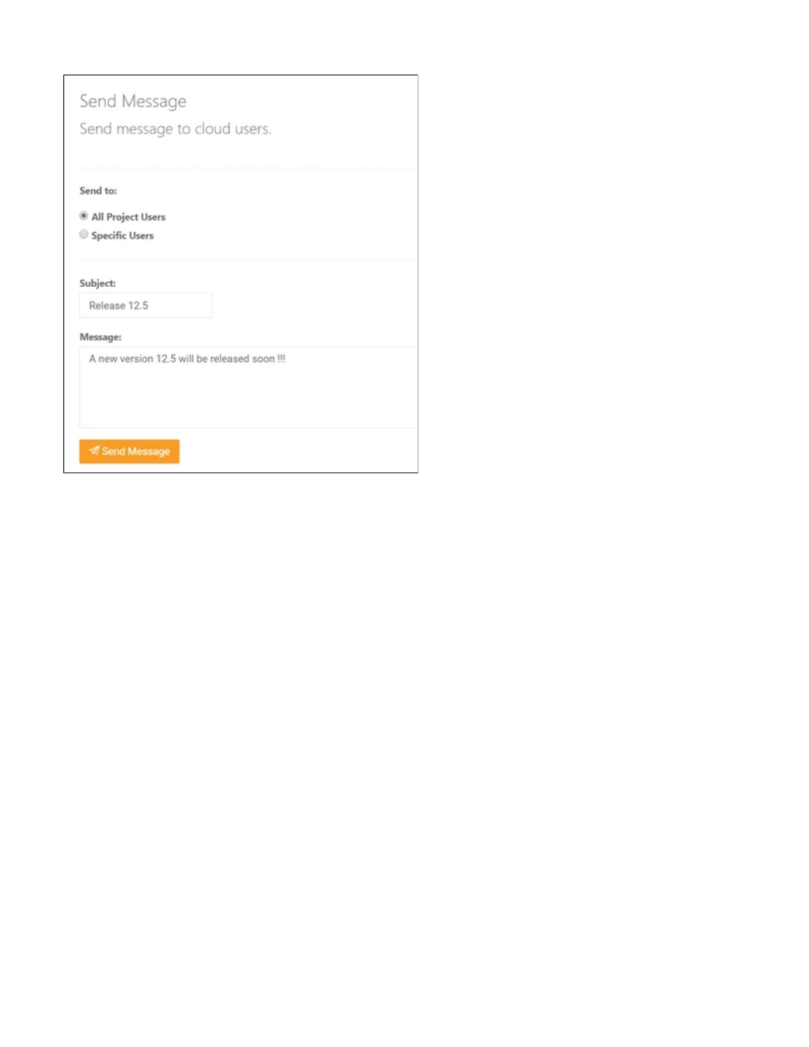# Send Message

Send message to cloud users.

**Send to:**

- (•) All Project Users
- ( ) Specific Users

**Subject:**

Release 12.5

**Message:**

A new version 12.5 will be released soon !!!

Send Message